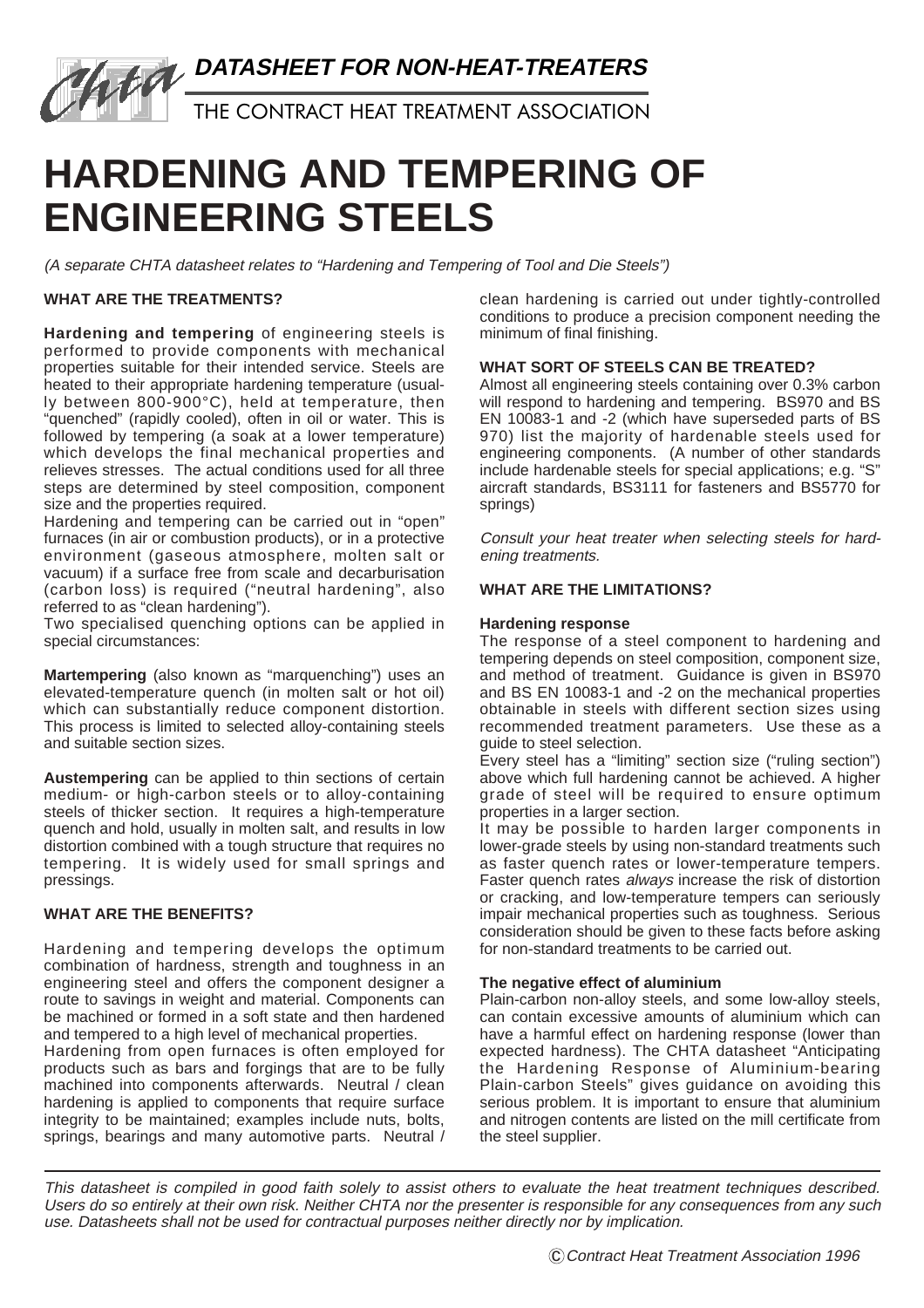**DATASHEET FOR NON-HEAT-TREATERS**

THE CONTRACT HEAT TREATMENT ASSOCIATION

# HARDENING AND TEMPERING OF ENGINEERING STEELS

*(A separate CHTA datasheet relates to "Hardening and Tempering of Tool and Die Steels")*

## WHAT ARE THE TREATMENTS?

**Hardening and tempering** of engineering steels is performed to provide components with mechanical properties suitable for their intended service. Steels are heated to their appropriate hardening temperature (usually between 800-900°C), held at temperature, then "quenched" (rapidly cooled), often in oil or water. This is followed by tempering (a soak at a lower temperature) which develops the final mechanical properties and relieves stresses. The actual conditions used for all three steps are determined by steel composition, component size and the properties required.

Hardening and tempering can be carried out in "open" furnaces (in air or combustion products), or in a protective environment (gaseous atmosphere, molten salt or vacuum) if a surface free from scale and decarburisation (carbon loss) is required ("neutral hardening", also referred to as "clean hardening").

Two specialised quenching options can be applied in special circumstances:

**Martempering** (also known as "marquenching") uses an elevated-temperature quench (in molten salt or hot oil) which can substantially reduce component distortion. This process is limited to selected alloy-containing steels and suitable section sizes.

**Austempering** can be applied to thin sections of certain medium- or high-carbon steels or to alloy-containing steels of thicker section. It requires a high-temperature quench and hold, usually in molten salt, and results in low distortion combined with a tough structure that requires no tempering. It is widely used for small springs and pressings.

## WHAT ARE THE BENEFITS?

Hardening and tempering develops the optimum combination of hardness, strength and toughness in an engineering steel and offers the component designer a route to savings in weight and material. Components can be machined or formed in a soft state and then hardened and tempered to a high level of mechanical properties.

Hardening from open furnaces is often employed for products such as bars and forgings that are to be fully machined into components afterwards. Neutral / clean hardening is applied to components that require surface integrity to be maintained; examples include nuts, bolts, springs, bearings and many automotive parts. Neutral / clean hardening is carried out under tightly-controlled conditions to produce a precision component needing the minimum of final finishing.

## WHAT SORT OF STEELS CAN BE TREATED?

Almost all engineering steels containing over 0.3% carbon will respond to hardening and tempering. BS970 and BS EN 10083-1 and -2 (which have superseded parts of BS 970) list the majority of hardenable steels used for engineering components. (A number of other standards include hardenable steels for special applications; e.g. "S" aircraft standards, BS3111 for fasteners and BS5770 for springs)

*Consult your heat treater when selecting steels for hardening treatments.*

## WHAT ARE THE LIMITATIONS?

### Hardening response

The response of a steel component to hardening and tempering depends on steel composition, component size, and method of treatment. Guidance is given in BS970 and BS EN 10083-1 and -2 on the mechanical properties obtainable in steels with different section sizes using recommended treatment parameters. Use these as a guide to steel selection.

Every steel has a "limiting" section size ("ruling section") above which full hardening cannot be achieved. A higher grade of steel will be required to ensure optimum properties in a larger section.

It may be possible to harden larger components in lower-grade steels by using non-standard treatments such as faster quench rates or lower-temperature tempers. Faster quench rates *always* increase the risk of distortion or cracking, and low-temperature tempers can seriously impair mechanical properties such as toughness. Serious consideration should be given to these facts before asking for non-standard treatments to be carried out.

### The negative effect of aluminium

Plain-carbon non-alloy steels, and some low-alloy steels, can contain excessive amounts of aluminium which can have a harmful effect on hardening response (lower than expected hardness). The CHTA datasheet "Anticipating the Hardening Response of Aluminium-bearing Plain-carbon Steels" gives guidance on avoiding this serious problem. It is important to ensure that aluminium and nitrogen contents are listed on the mill certificate from the steel supplier.

---

*This datasheet is compiled in good faith solely to assist others to evaluate the heat treatment techniques described. Users do so entirely at their own risk. Neither CHTA nor the presenter is responsible for any consequences from any such use. Datasheets shall not be used for contractual purposes neither directly nor by implication.*

*© Contract Heat Treatment Association 1996*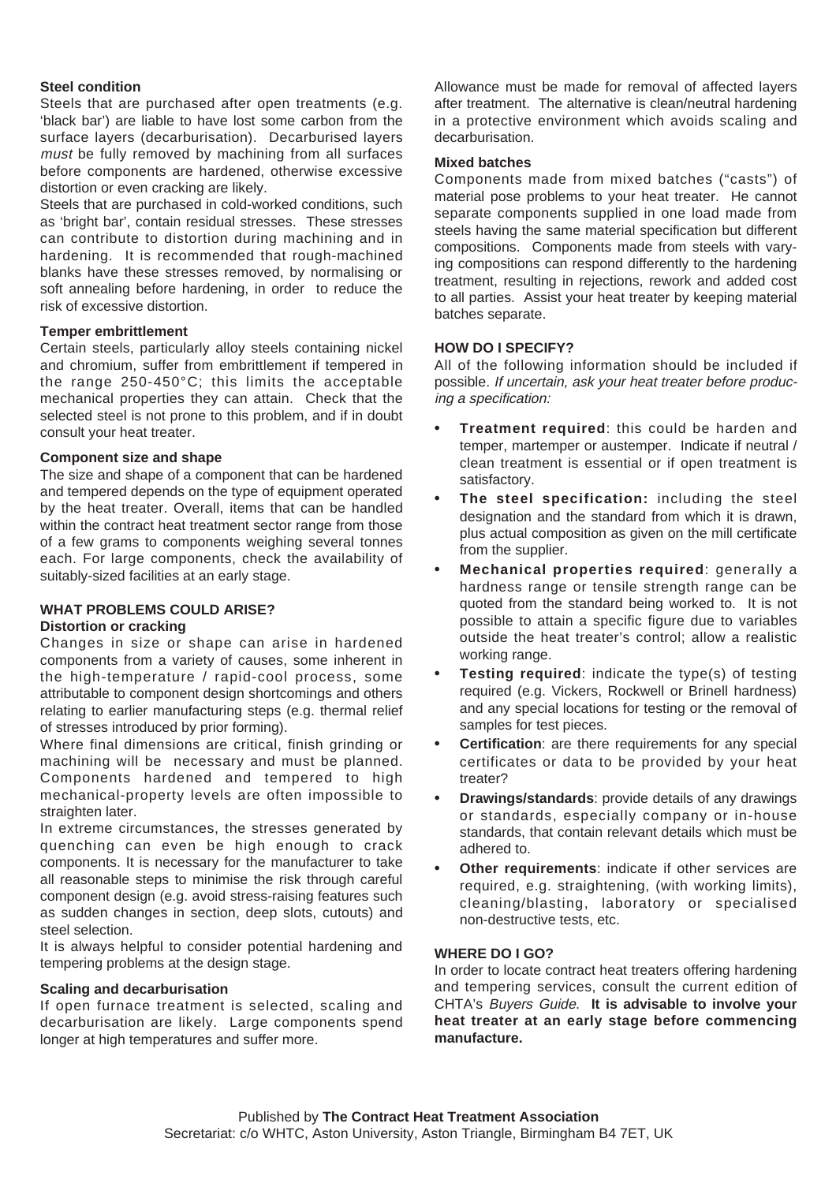### Steel condition

Steels that are purchased after open treatments (e.g. 'black bar') are liable to have lost some carbon from the surface layers (decarburisation). Decarburised layers *must* be fully removed by machining from all surfaces before components are hardened, otherwise excessive distortion or even cracking are likely.

Steels that are purchased in cold-worked conditions, such as 'bright bar', contain residual stresses. These stresses can contribute to distortion during machining and in hardening. It is recommended that rough-machined blanks have these stresses removed, by normalising or soft annealing before hardening, in order to reduce the risk of excessive distortion.

### Temper embrittlement

Certain steels, particularly alloy steels containing nickel and chromium, suffer from embrittlement if tempered in the range 250-450°C; this limits the acceptable mechanical properties they can attain. Check that the selected steel is not prone to this problem, and if in doubt consult your heat treater.

### Component size and shape

The size and shape of a component that can be hardened and tempered depends on the type of equipment operated by the heat treater. Overall, items that can be handled within the contract heat treatment sector range from those of a few grams to components weighing several tonnes each. For large components, check the availability of suitably-sized facilities at an early stage.

## WHAT PROBLEMS COULD ARISE?

### Distortion or cracking

Changes in size or shape can arise in hardened components from a variety of causes, some inherent in the high-temperature / rapid-cool process, some attributable to component design shortcomings and others relating to earlier manufacturing steps (e.g. thermal relief of stresses introduced by prior forming).

Where final dimensions are critical, finish grinding or machining will be necessary and must be planned. Components hardened and tempered to high mechanical-property levels are often impossible to straighten later.

In extreme circumstances, the stresses generated by quenching can even be high enough to crack components. It is necessary for the manufacturer to take all reasonable steps to minimise the risk through careful component design (e.g. avoid stress-raising features such as sudden changes in section, deep slots, cutouts) and steel selection.

It is always helpful to consider potential hardening and tempering problems at the design stage.

### Scaling and decarburisation

If open furnace treatment is selected, scaling and decarburisation are likely. Large components spend longer at high temperatures and suffer more.

Allowance must be made for removal of affected layers after treatment. The alternative is clean/neutral hardening in a protective environment which avoids scaling and decarburisation.

### Mixed batches

Components made from mixed batches ("casts") of material pose problems to your heat treater. He cannot separate components supplied in one load made from steels having the same material specification but different compositions. Components made from steels with varying compositions can respond differently to the hardening treatment, resulting in rejections, rework and added cost to all parties. Assist your heat treater by keeping material batches separate.

## HOW DO I SPECIFY?

All of the following information should be included if possible. *If uncertain, ask your heat treater before producing a specification:*

- **Treatment required**: this could be harden and temper, martemper or austemper. Indicate if neutral / clean treatment is essential or if open treatment is satisfactory.
- **The steel specification:** including the steel designation and the standard from which it is drawn, plus actual composition as given on the mill certificate from the supplier.
- **Mechanical properties required**: generally a hardness range or tensile strength range can be quoted from the standard being worked to. It is not possible to attain a specific figure due to variables outside the heat treater's control; allow a realistic working range.
- **Testing required**: indicate the type(s) of testing required (e.g. Vickers, Rockwell or Brinell hardness) and any special locations for testing or the removal of samples for test pieces.
- **Certification**: are there requirements for any special certificates or data to be provided by your heat treater?
- **Drawings/standards**: provide details of any drawings or standards, especially company or in-house standards, that contain relevant details which must be adhered to.
- **Other requirements**: indicate if other services are required, e.g. straightening, (with working limits), cleaning/blasting, laboratory or specialised non-destructive tests, etc.

## WHERE DO I GO?

In order to locate contract heat treaters offering hardening and tempering services, consult the current edition of CHTA's *Buyers Guide*. **It is advisable to involve your heat treater at an early stage before commencing manufacture.**

Published by **The Contract Heat Treatment Association**
Secretariat: c/o WHTC, Aston University, Aston Triangle, Birmingham B4 7ET, UK